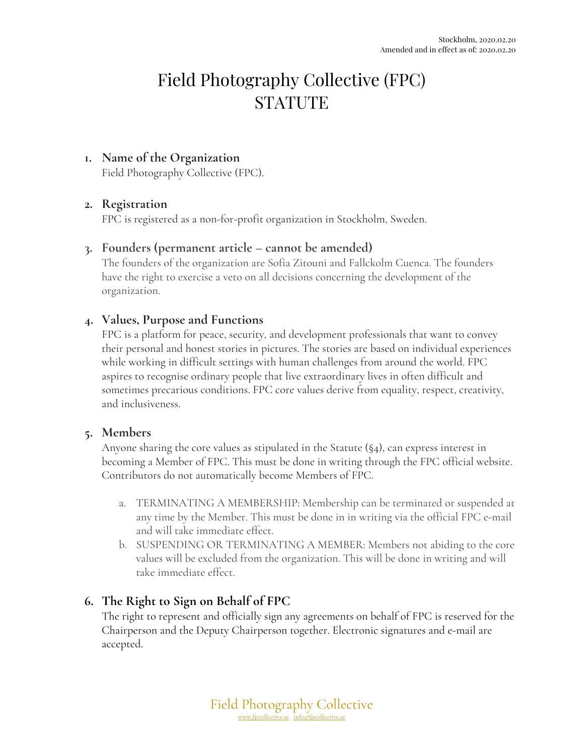Stockholm, 2020.02.20
Amended and in effect as of: 2020.02.20

# Field Photography Collective (FPC)
# STATUTE

## 1. Name of the Organization

Field Photography Collective (FPC).

## 2. Registration

FPC is registered as a non-for-profit organization in Stockholm, Sweden.

## 3. Founders (permanent article – cannot be amended)

The founders of the organization are Sofia Zitouni and Fallckolm Cuenca. The founders have the right to exercise a veto on all decisions concerning the development of the organization.

## 4. Values, Purpose and Functions

FPC is a platform for peace, security, and development professionals that want to convey their personal and honest stories in pictures. The stories are based on individual experiences while working in difficult settings with human challenges from around the world. FPC aspires to recognise ordinary people that live extraordinary lives in often difficult and sometimes precarious conditions. FPC core values derive from equality, respect, creativity, and inclusiveness.

## 5. Members

Anyone sharing the core values as stipulated in the Statute (§4), can express interest in becoming a Member of FPC. This must be done in writing through the FPC official website. Contributors do not automatically become Members of FPC.

a. TERMINATING A MEMBERSHIP: Membership can be terminated or suspended at any time by the Member. This must be done in in writing via the official FPC e-mail and will take immediate effect.

b. SUSPENDING OR TERMINATING A MEMBER: Members not abiding to the core values will be excluded from the organization. This will be done in writing and will take immediate effect.

## 6. The Right to Sign on Behalf of FPC

The right to represent and officially sign any agreements on behalf of FPC is reserved for the Chairperson and the Deputy Chairperson together. Electronic signatures and e-mail are accepted.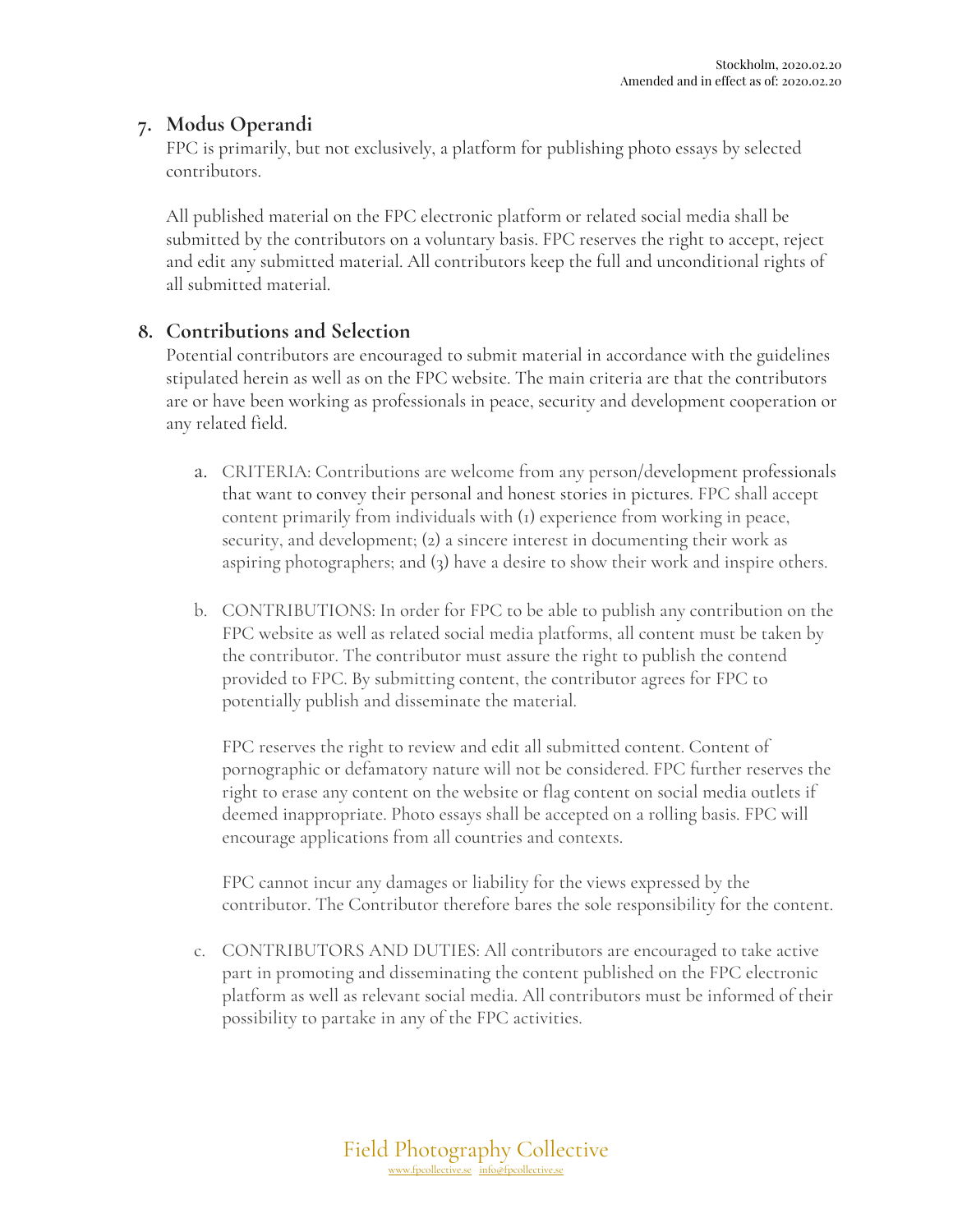Stockholm, 2020.02.20
Amended and in effect as of: 2020.02.20

## 7. Modus Operandi

FPC is primarily, but not exclusively, a platform for publishing photo essays by selected contributors.

All published material on the FPC electronic platform or related social media shall be submitted by the contributors on a voluntary basis. FPC reserves the right to accept, reject and edit any submitted material. All contributors keep the full and unconditional rights of all submitted material.

## 8. Contributions and Selection

Potential contributors are encouraged to submit material in accordance with the guidelines stipulated herein as well as on the FPC website. The main criteria are that the contributors are or have been working as professionals in peace, security and development cooperation or any related field.

a. CRITERIA: Contributions are welcome from any person/development professionals that want to convey their personal and honest stories in pictures. FPC shall accept content primarily from individuals with (1) experience from working in peace, security, and development; (2) a sincere interest in documenting their work as aspiring photographers; and (3) have a desire to show their work and inspire others.

b. CONTRIBUTIONS: In order for FPC to be able to publish any contribution on the FPC website as well as related social media platforms, all content must be taken by the contributor. The contributor must assure the right to publish the contend provided to FPC. By submitting content, the contributor agrees for FPC to potentially publish and disseminate the material.

   FPC reserves the right to review and edit all submitted content. Content of pornographic or defamatory nature will not be considered. FPC further reserves the right to erase any content on the website or flag content on social media outlets if deemed inappropriate. Photo essays shall be accepted on a rolling basis. FPC will encourage applications from all countries and contexts.

   FPC cannot incur any damages or liability for the views expressed by the contributor. The Contributor therefore bares the sole responsibility for the content.

c. CONTRIBUTORS AND DUTIES: All contributors are encouraged to take active part in promoting and disseminating the content published on the FPC electronic platform as well as relevant social media. All contributors must be informed of their possibility to partake in any of the FPC activities.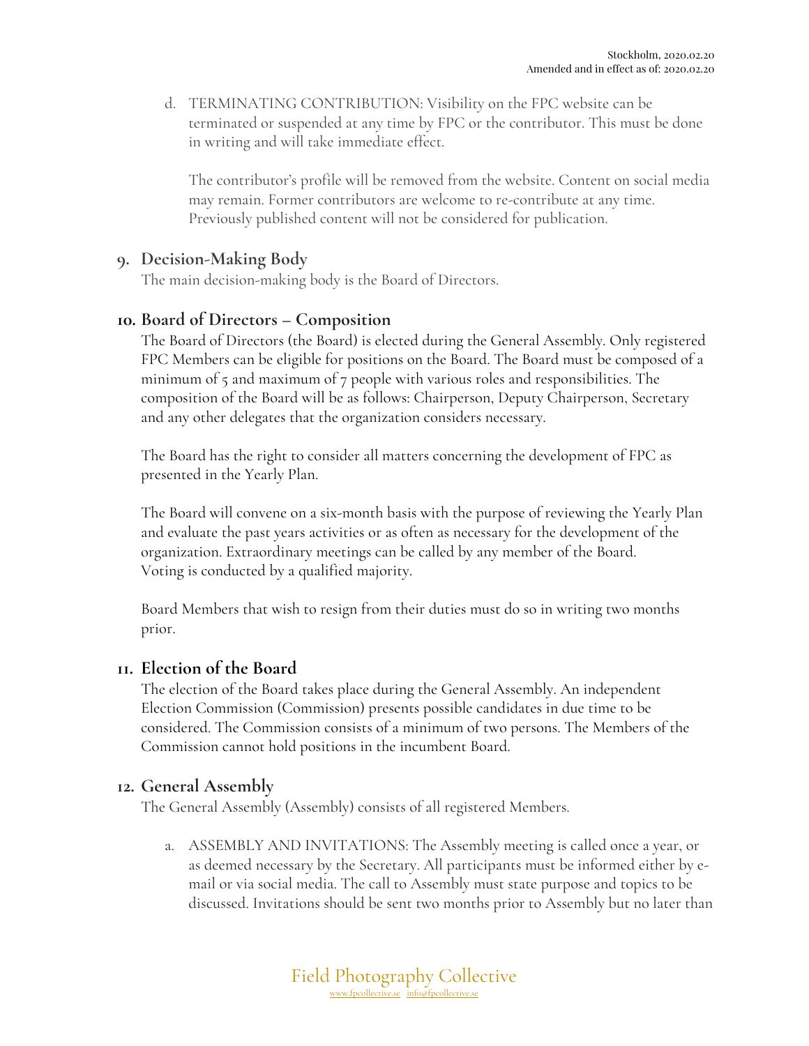d. TERMINATING CONTRIBUTION: Visibility on the FPC website can be terminated or suspended at any time by FPC or the contributor. This must be done in writing and will take immediate effect.

   The contributor's profile will be removed from the website. Content on social media may remain. Former contributors are welcome to re-contribute at any time. Previously published content will not be considered for publication.

## 9. Decision-Making Body

The main decision-making body is the Board of Directors.

## 10. Board of Directors – Composition

The Board of Directors (the Board) is elected during the General Assembly. Only registered FPC Members can be eligible for positions on the Board. The Board must be composed of a minimum of 5 and maximum of 7 people with various roles and responsibilities. The composition of the Board will be as follows: Chairperson, Deputy Chairperson, Secretary and any other delegates that the organization considers necessary.

The Board has the right to consider all matters concerning the development of FPC as presented in the Yearly Plan.

The Board will convene on a six-month basis with the purpose of reviewing the Yearly Plan and evaluate the past years activities or as often as necessary for the development of the organization. Extraordinary meetings can be called by any member of the Board. Voting is conducted by a qualified majority.

Board Members that wish to resign from their duties must do so in writing two months prior.

## 11. Election of the Board

The election of the Board takes place during the General Assembly. An independent Election Commission (Commission) presents possible candidates in due time to be considered. The Commission consists of a minimum of two persons. The Members of the Commission cannot hold positions in the incumbent Board.

## 12. General Assembly

The General Assembly (Assembly) consists of all registered Members.

a. ASSEMBLY AND INVITATIONS: The Assembly meeting is called once a year, or as deemed necessary by the Secretary. All participants must be informed either by e-mail or via social media. The call to Assembly must state purpose and topics to be discussed. Invitations should be sent two months prior to Assembly but no later than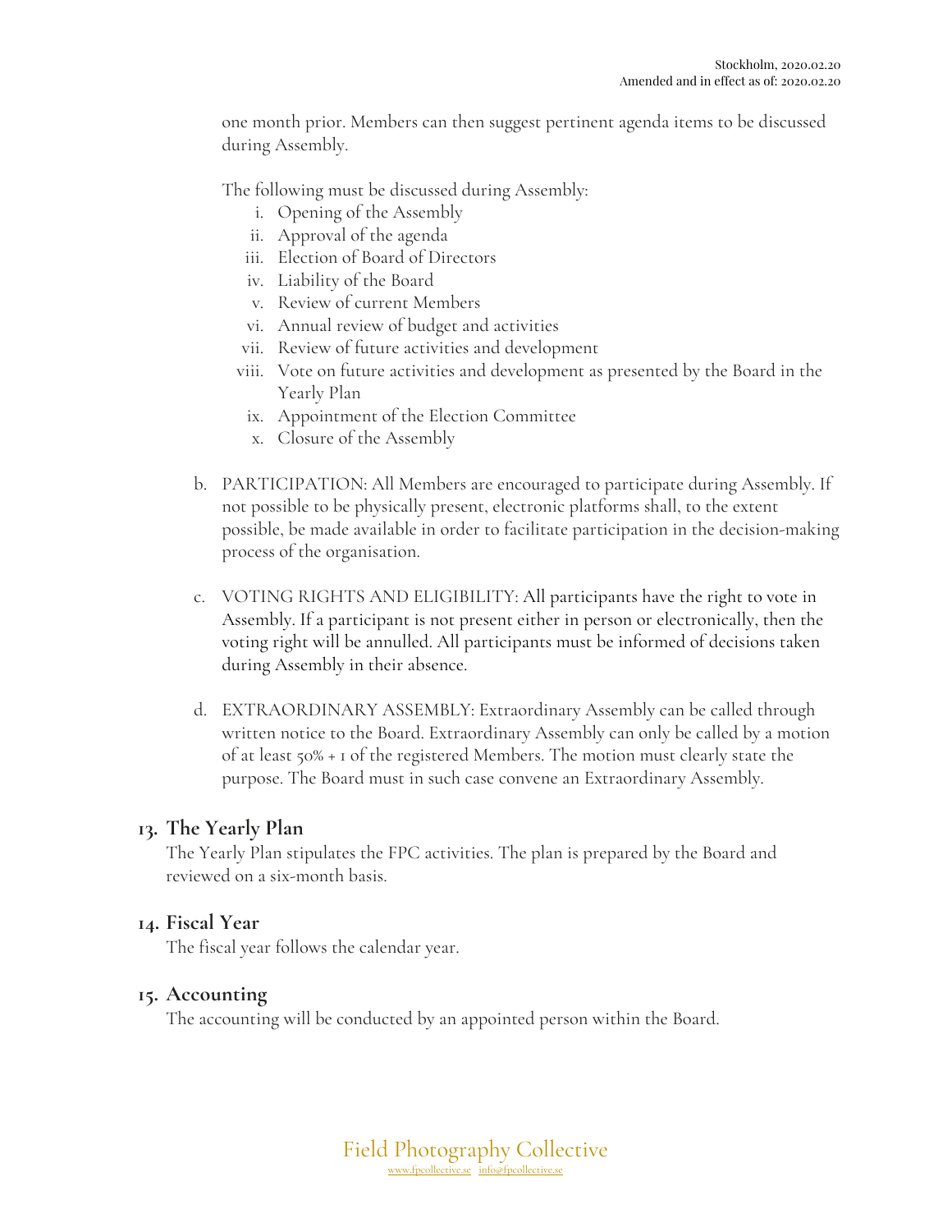one month prior. Members can then suggest pertinent agenda items to be discussed during Assembly.

The following must be discussed during Assembly:

i. Opening of the Assembly
ii. Approval of the agenda
iii. Election of Board of Directors
iv. Liability of the Board
v. Review of current Members
vi. Annual review of budget and activities
vii. Review of future activities and development
viii. Vote on future activities and development as presented by the Board in the Yearly Plan
ix. Appointment of the Election Committee
x. Closure of the Assembly

b. PARTICIPATION: All Members are encouraged to participate during Assembly. If not possible to be physically present, electronic platforms shall, to the extent possible, be made available in order to facilitate participation in the decision-making process of the organisation.

c. VOTING RIGHTS AND ELIGIBILITY: All participants have the right to vote in Assembly. If a participant is not present either in person or electronically, then the voting right will be annulled. All participants must be informed of decisions taken during Assembly in their absence.

d. EXTRAORDINARY ASSEMBLY: Extraordinary Assembly can be called through written notice to the Board. Extraordinary Assembly can only be called by a motion of at least 50% + 1 of the registered Members. The motion must clearly state the purpose. The Board must in such case convene an Extraordinary Assembly.

## 13. The Yearly Plan

The Yearly Plan stipulates the FPC activities. The plan is prepared by the Board and reviewed on a six-month basis.

## 14. Fiscal Year

The fiscal year follows the calendar year.

## 15. Accounting

The accounting will be conducted by an appointed person within the Board.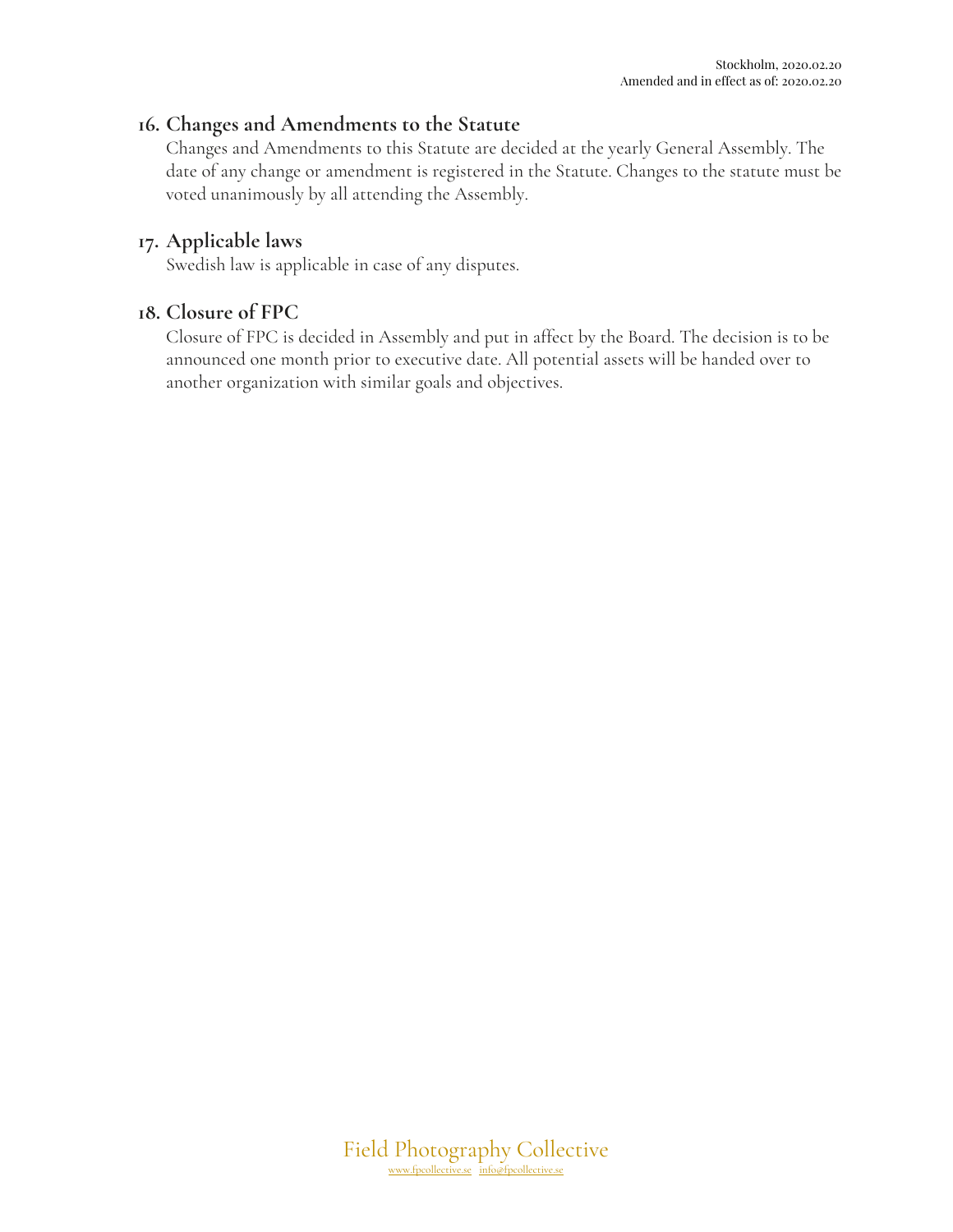Stockholm, 2020.02.20
Amended and in effect as of: 2020.02.20

## 16. Changes and Amendments to the Statute

Changes and Amendments to this Statute are decided at the yearly General Assembly. The date of any change or amendment is registered in the Statute. Changes to the statute must be voted unanimously by all attending the Assembly.

## 17. Applicable laws

Swedish law is applicable in case of any disputes.

## 18. Closure of FPC

Closure of FPC is decided in Assembly and put in affect by the Board. The decision is to be announced one month prior to executive date. All potential assets will be handed over to another organization with similar goals and objectives.